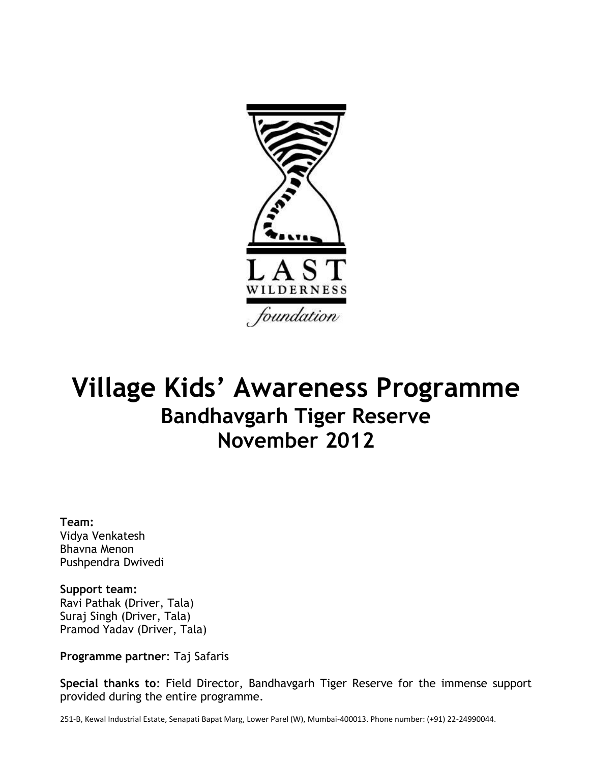LAST WILDERNESS foundation

# Village Kids' Awareness Programme

## Bandhavgarh Tiger Reserve

## November 2012

**Team:**
Vidya Venkatesh
Bhavna Menon
Pushpendra Dwivedi

**Support team:**
Ravi Pathak (Driver, Tala)
Suraj Singh (Driver, Tala)
Pramod Yadav (Driver, Tala)

**Programme partner**: Taj Safaris

**Special thanks to**: Field Director, Bandhavgarh Tiger Reserve for the immense support provided during the entire programme.

251-B, Kewal Industrial Estate, Senapati Bapat Marg, Lower Parel (W), Mumbai-400013. Phone number: (+91) 22-24990044.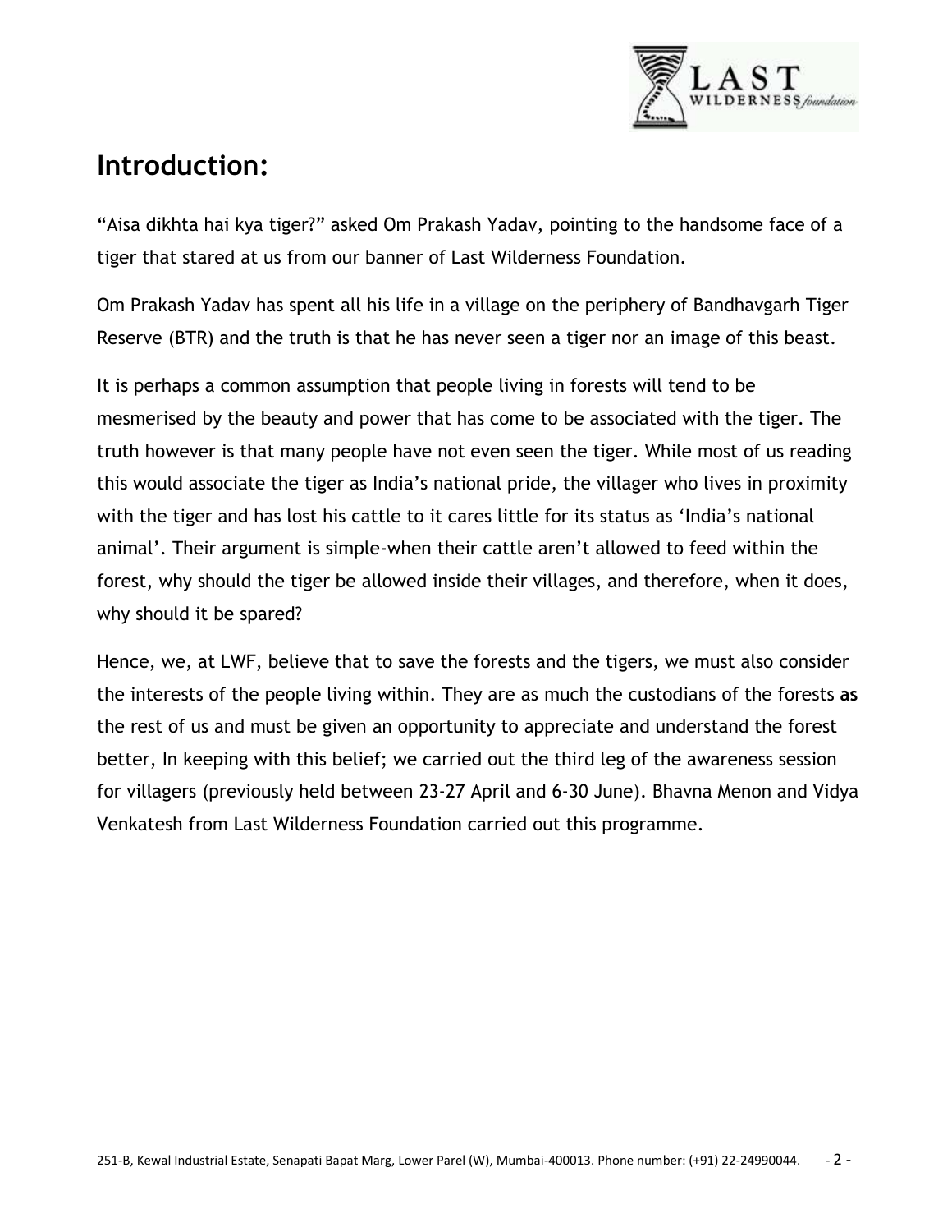## Introduction:

"Aisa dikhta hai kya tiger?" asked Om Prakash Yadav, pointing to the handsome face of a tiger that stared at us from our banner of Last Wilderness Foundation.

Om Prakash Yadav has spent all his life in a village on the periphery of Bandhavgarh Tiger Reserve (BTR) and the truth is that he has never seen a tiger nor an image of this beast.

It is perhaps a common assumption that people living in forests will tend to be mesmerised by the beauty and power that has come to be associated with the tiger. The truth however is that many people have not even seen the tiger. While most of us reading this would associate the tiger as India's national pride, the villager who lives in proximity with the tiger and has lost his cattle to it cares little for its status as 'India's national animal'. Their argument is simple-when their cattle aren't allowed to feed within the forest, why should the tiger be allowed inside their villages, and therefore, when it does, why should it be spared?

Hence, we, at LWF, believe that to save the forests and the tigers, we must also consider the interests of the people living within. They are as much the custodians of the forests **as** the rest of us and must be given an opportunity to appreciate and understand the forest better, In keeping with this belief; we carried out the third leg of the awareness session for villagers (previously held between 23-27 April and 6-30 June). Bhavna Menon and Vidya Venkatesh from Last Wilderness Foundation carried out this programme.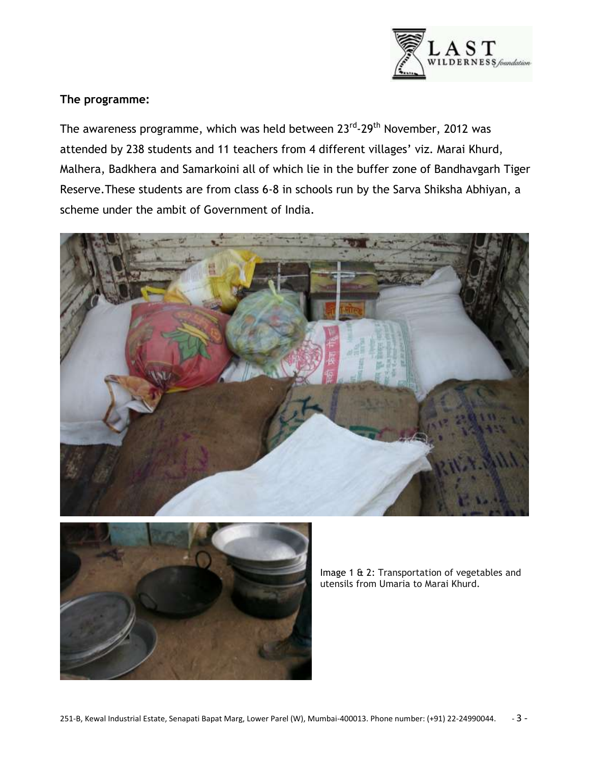**The programme:**

The awareness programme, which was held between 23rd-29th November, 2012 was attended by 238 students and 11 teachers from 4 different villages' viz. Marai Khurd, Malhera, Badkhera and Samarkoini all of which lie in the buffer zone of Bandhavgarh Tiger Reserve.These students are from class 6-8 in schools run by the Sarva Shiksha Abhiyan, a scheme under the ambit of Government of India.

Image 1 & 2: Transportation of vegetables and utensils from Umaria to Marai Khurd.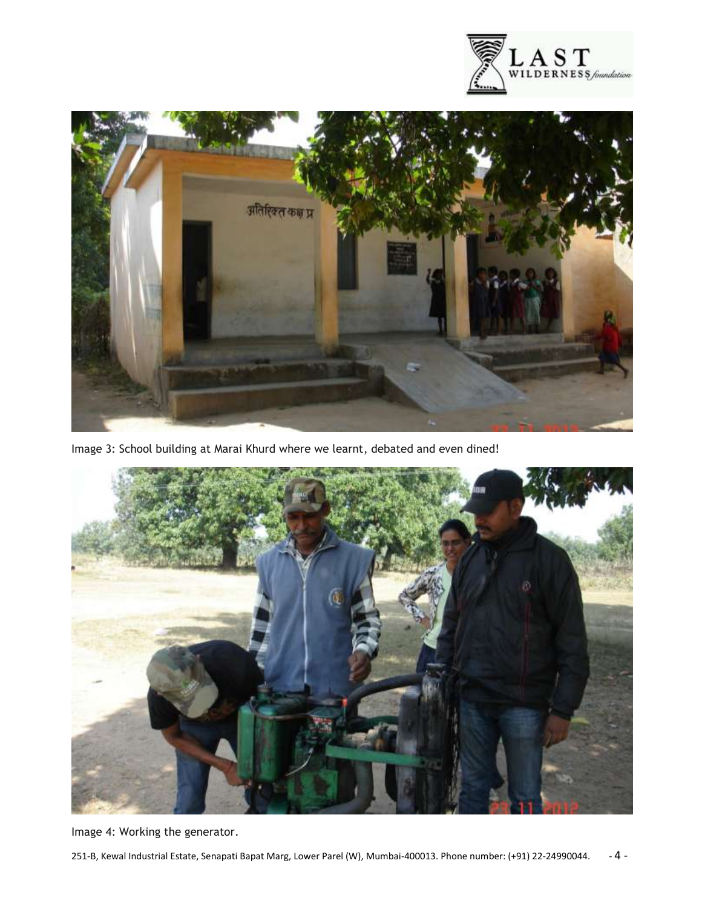Image 3: School building at Marai Khurd where we learnt, debated and even dined!

Image 4: Working the generator.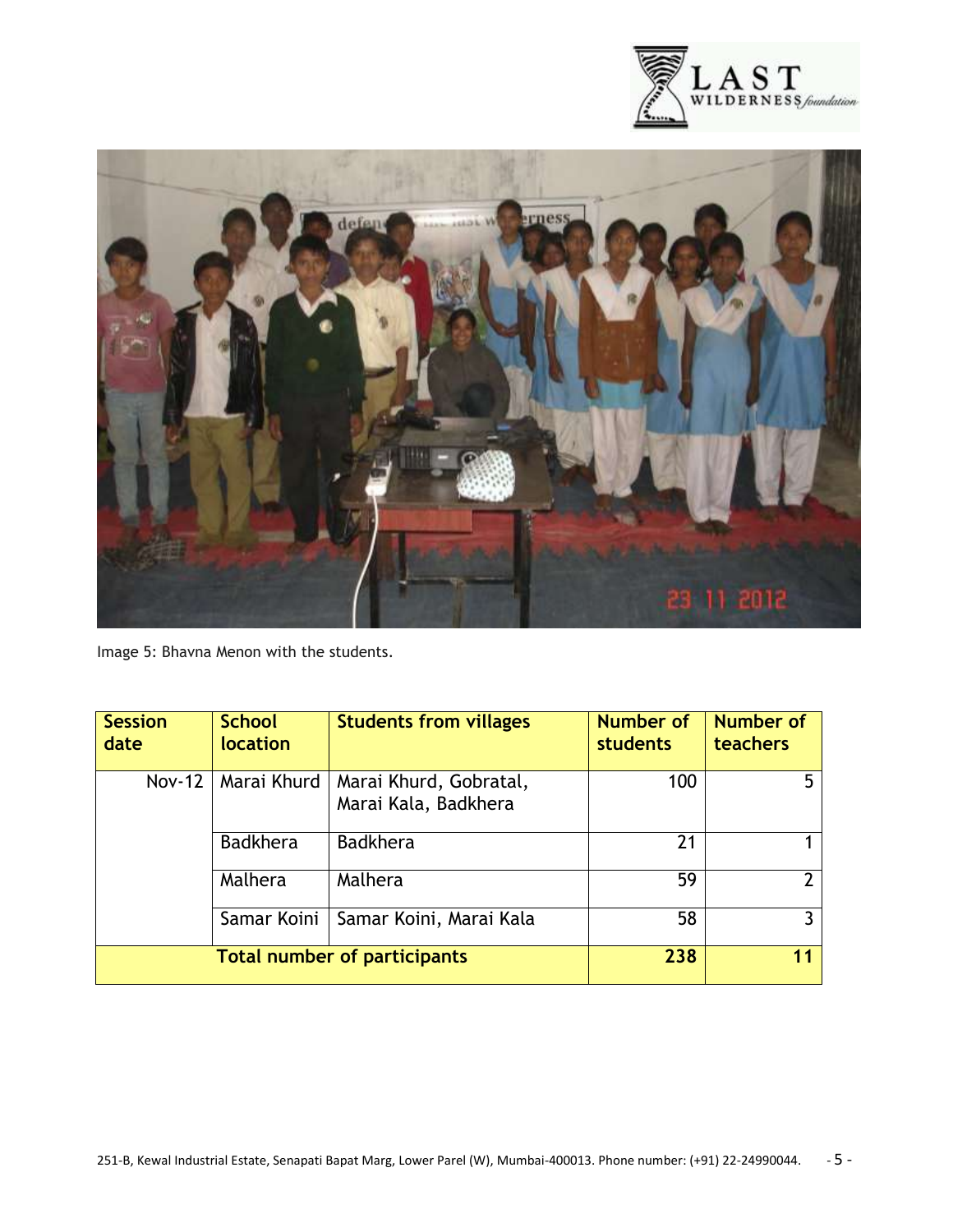Image 5: Bhavna Menon with the students.

| Session date | School location | Students from villages | Number of students | Number of teachers |
|---|---|---|---|---|
| Nov-12 | Marai Khurd | Marai Khurd, Gobratal, Marai Kala, Badkhera | 100 | 5 |
| | Badkhera | Badkhera | 21 | 1 |
| | Malhera | Malhera | 59 | 2 |
| | Samar Koini | Samar Koini, Marai Kala | 58 | 3 |
| **Total number of participants** | | | **238** | **11** |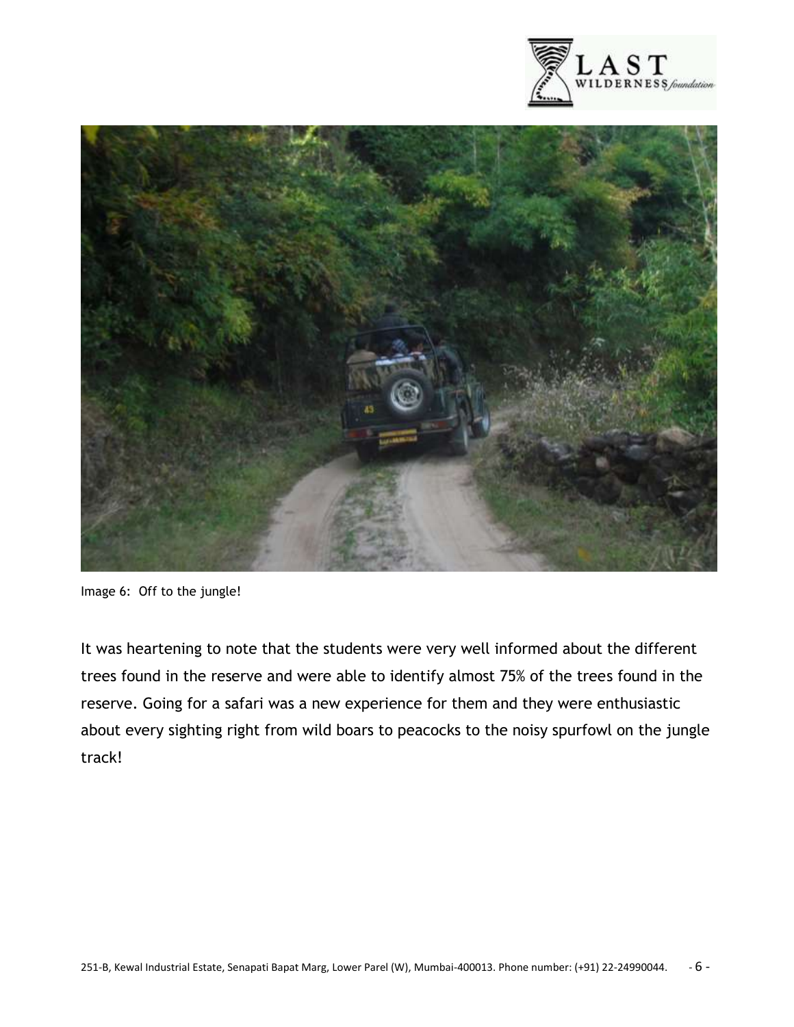Image 6: Off to the jungle!

It was heartening to note that the students were very well informed about the different trees found in the reserve and were able to identify almost 75% of the trees found in the reserve. Going for a safari was a new experience for them and they were enthusiastic about every sighting right from wild boars to peacocks to the noisy spurfowl on the jungle track!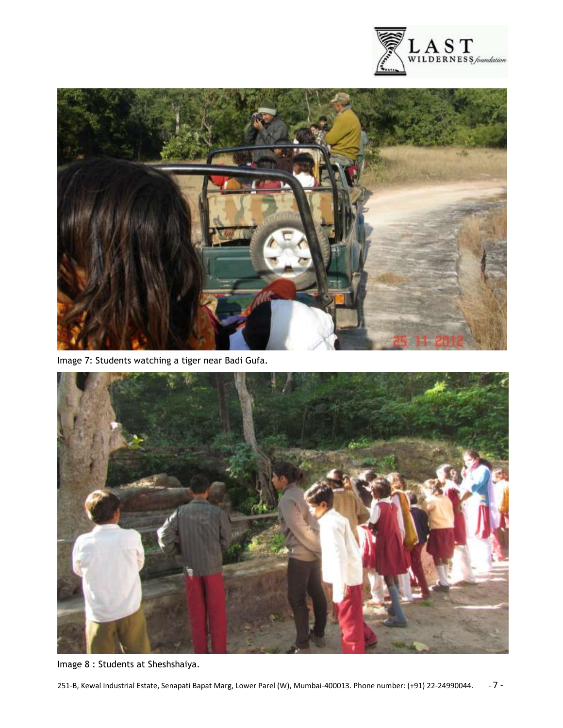Image 7: Students watching a tiger near Badi Gufa.

Image 8 : Students at Sheshshaiya.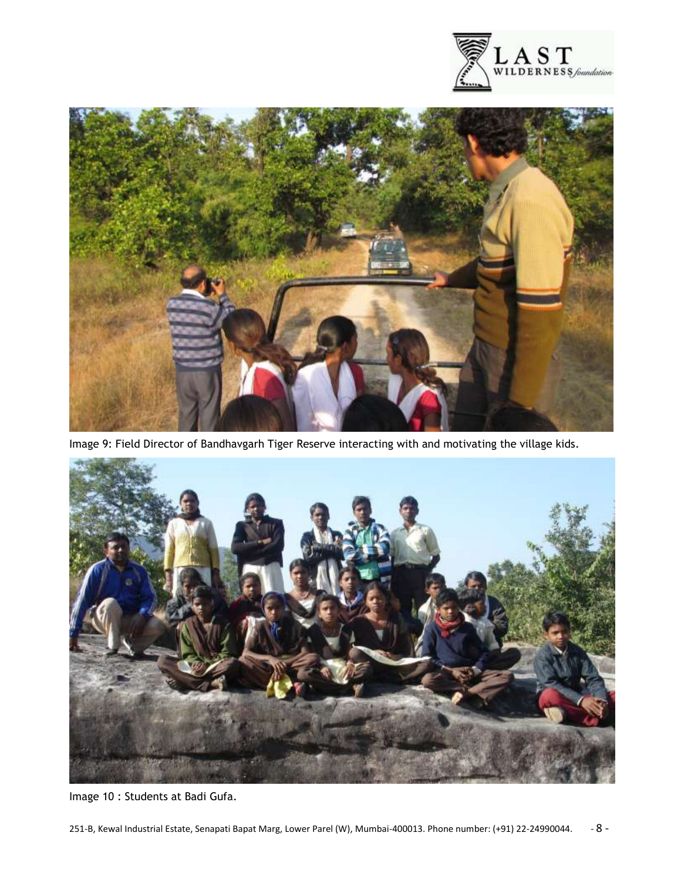Image 9: Field Director of Bandhavgarh Tiger Reserve interacting with and motivating the village kids.

Image 10 : Students at Badi Gufa.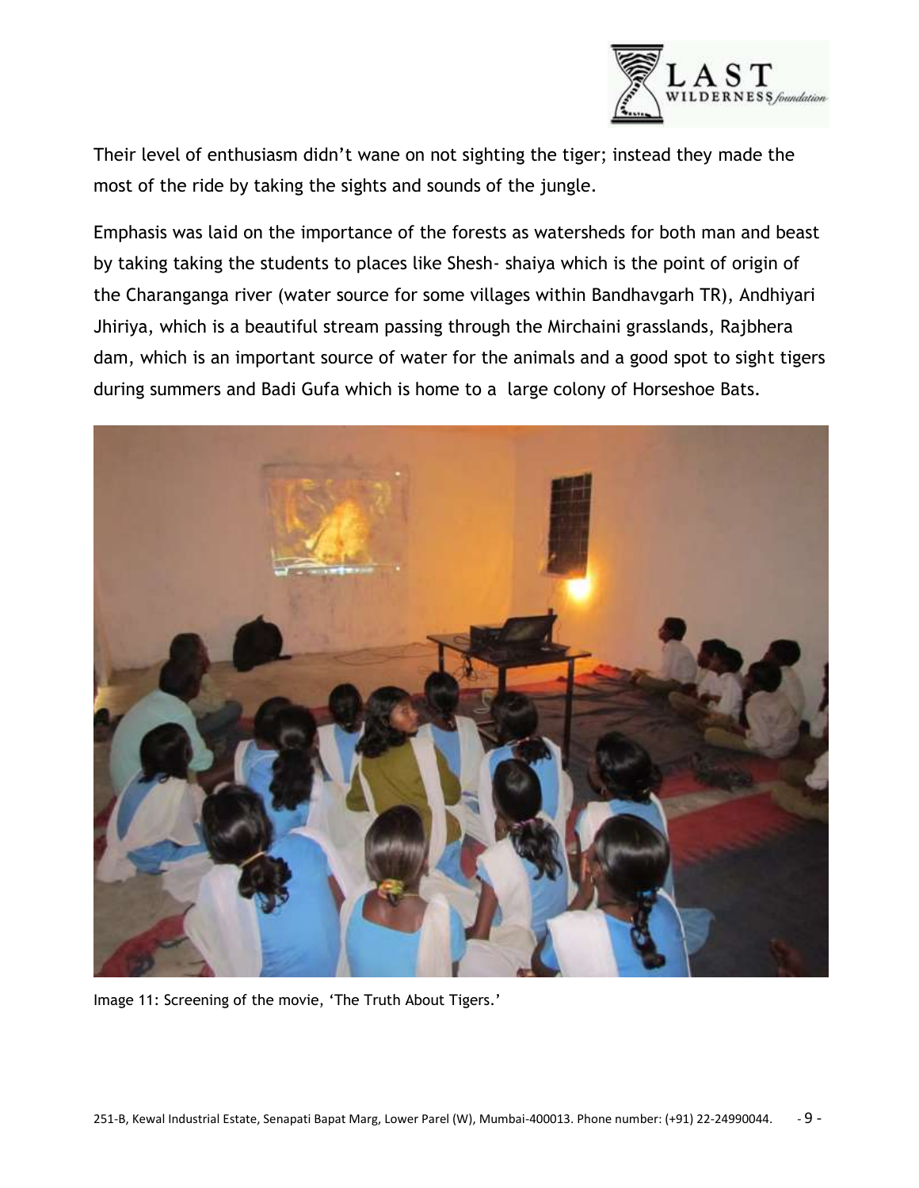Their level of enthusiasm didn't wane on not sighting the tiger; instead they made the most of the ride by taking the sights and sounds of the jungle.

Emphasis was laid on the importance of the forests as watersheds for both man and beast by taking taking the students to places like Shesh- shaiya which is the point of origin of the Charanganga river (water source for some villages within Bandhavgarh TR), Andhiyari Jhiriya, which is a beautiful stream passing through the Mirchaini grasslands, Rajbhera dam, which is an important source of water for the animals and a good spot to sight tigers during summers and Badi Gufa which is home to a large colony of Horseshoe Bats.

Image 11: Screening of the movie, 'The Truth About Tigers.'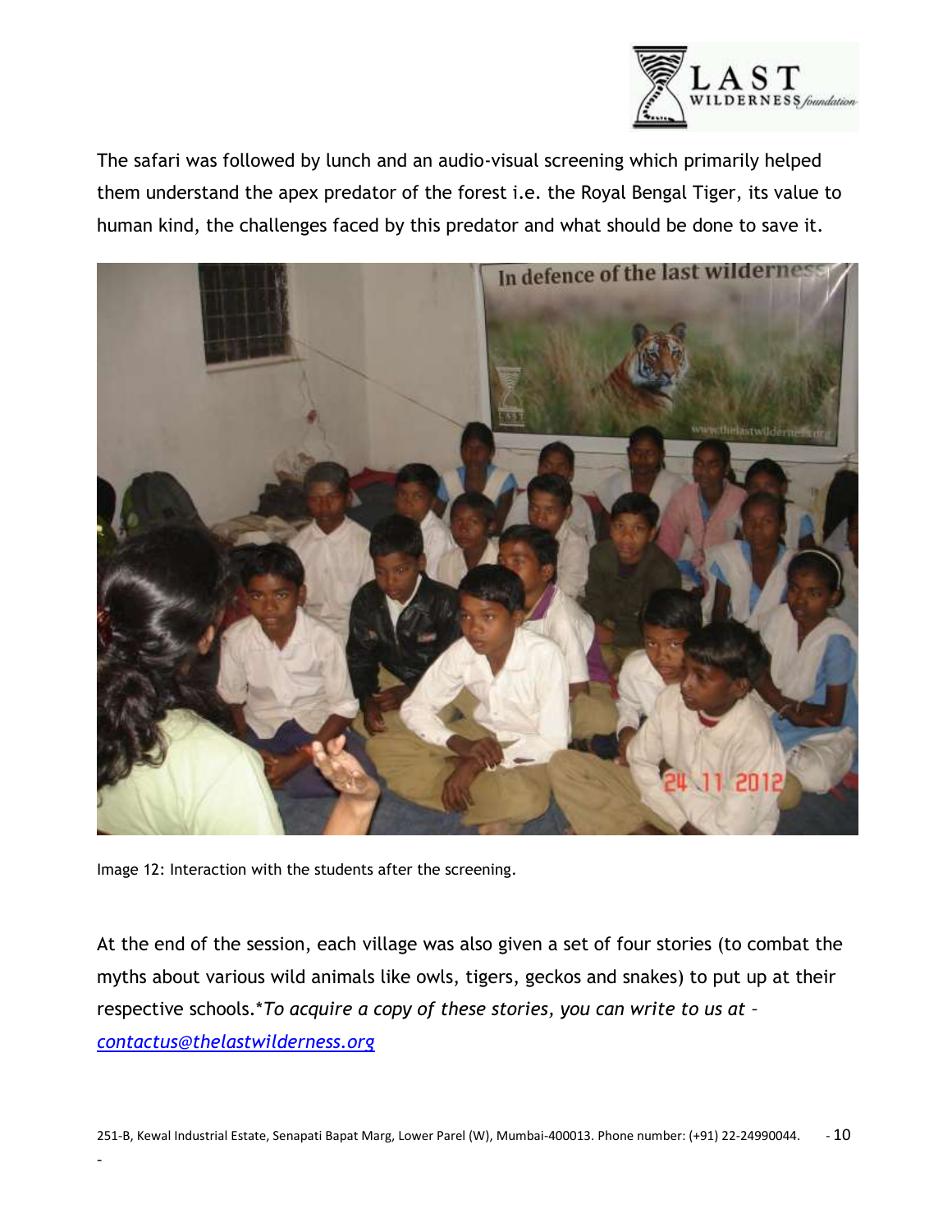The safari was followed by lunch and an audio-visual screening which primarily helped them understand the apex predator of the forest i.e. the Royal Bengal Tiger, its value to human kind, the challenges faced by this predator and what should be done to save it.

Image 12: Interaction with the students after the screening.

At the end of the session, each village was also given a set of four stories (to combat the myths about various wild animals like owls, tigers, geckos and snakes) to put up at their respective schools.**To acquire a copy of these stories, you can write to us at – [contactus@thelastwilderness.org](mailto:contactus@thelastwilderness.org)*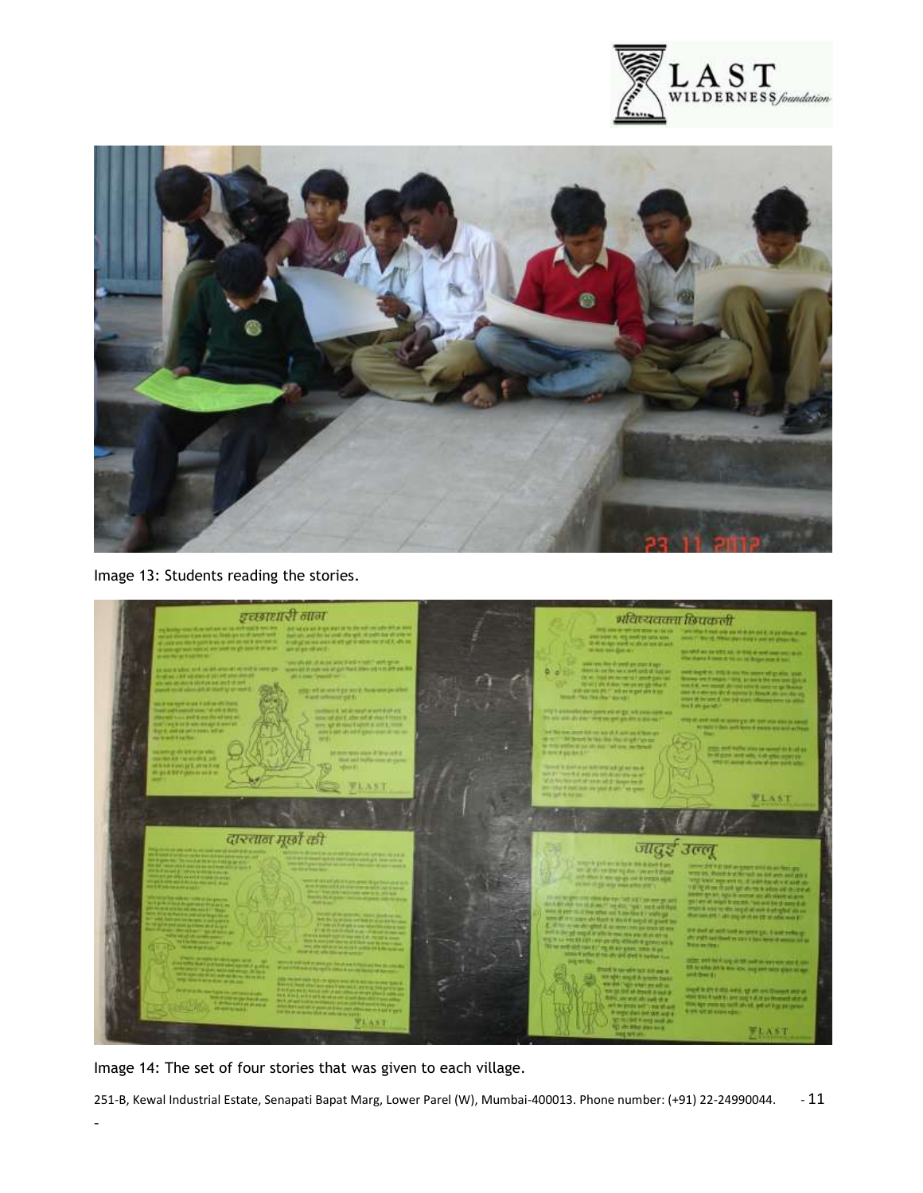Image 13: Students reading the stories.

Image 14: The set of four stories that was given to each village.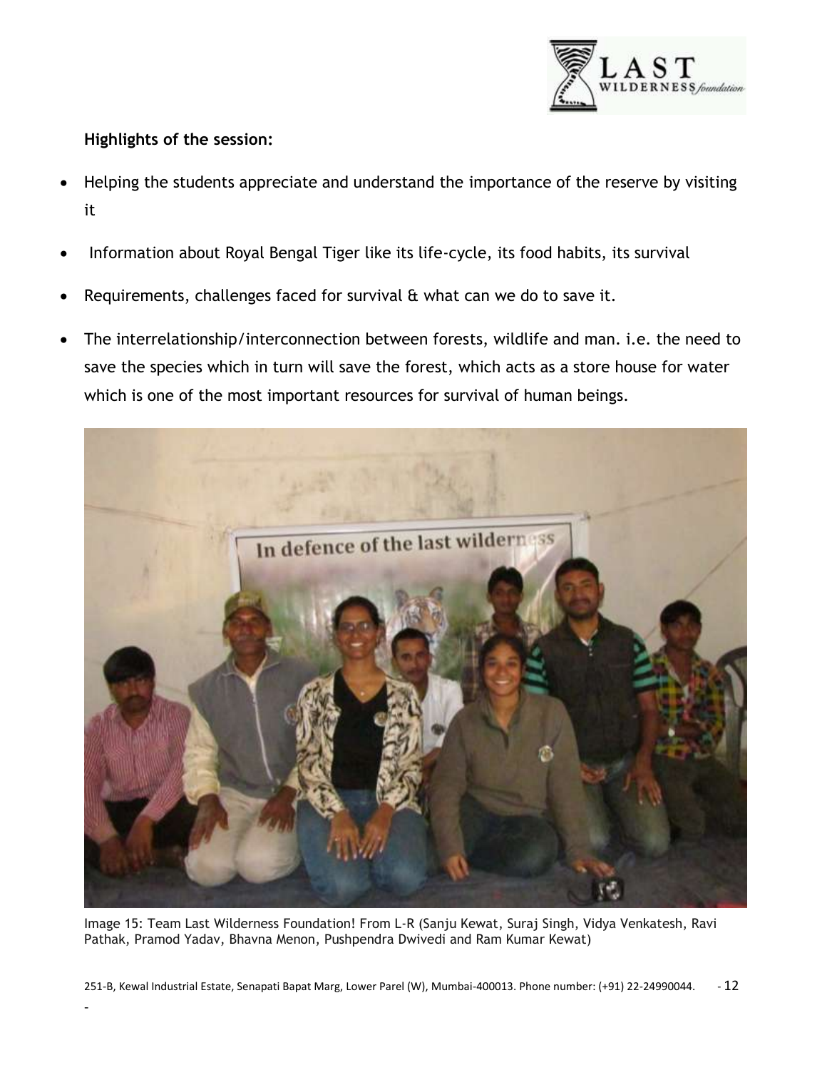**Highlights of the session:**

- Helping the students appreciate and understand the importance of the reserve by visiting it
- Information about Royal Bengal Tiger like its life-cycle, its food habits, its survival
- Requirements, challenges faced for survival & what can we do to save it.
- The interrelationship/interconnection between forests, wildlife and man. i.e. the need to save the species which in turn will save the forest, which acts as a store house for water which is one of the most important resources for survival of human beings.

Image 15: Team Last Wilderness Foundation! From L-R (Sanju Kewat, Suraj Singh, Vidya Venkatesh, Ravi Pathak, Pramod Yadav, Bhavna Menon, Pushpendra Dwivedi and Ram Kumar Kewat)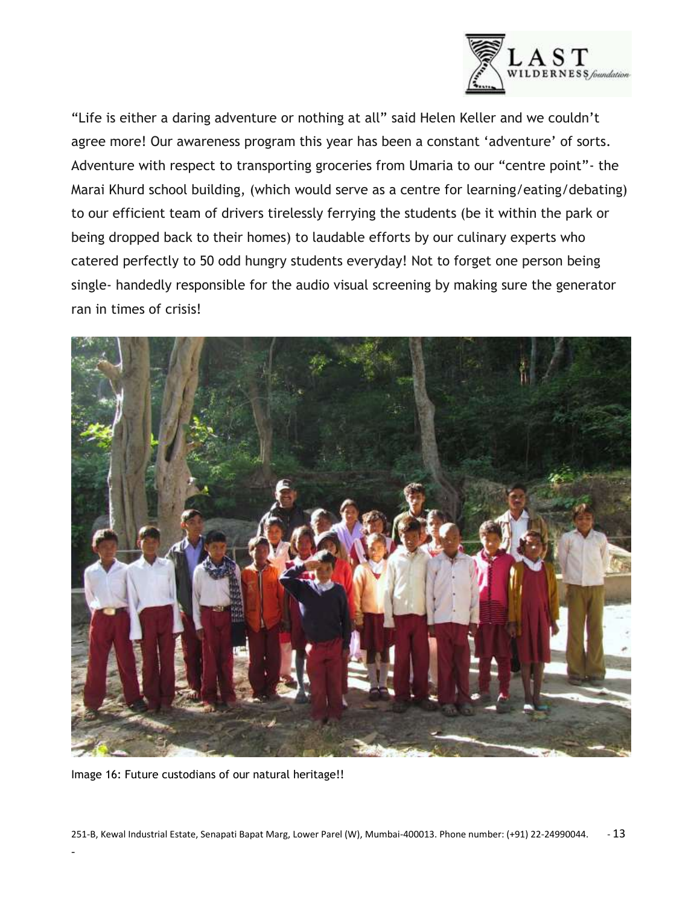"Life is either a daring adventure or nothing at all" said Helen Keller and we couldn't agree more! Our awareness program this year has been a constant 'adventure' of sorts. Adventure with respect to transporting groceries from Umaria to our "centre point"- the Marai Khurd school building, (which would serve as a centre for learning/eating/debating) to our efficient team of drivers tirelessly ferrying the students (be it within the park or being dropped back to their homes) to laudable efforts by our culinary experts who catered perfectly to 50 odd hungry students everyday! Not to forget one person being single- handedly responsible for the audio visual screening by making sure the generator ran in times of crisis!

Image 16: Future custodians of our natural heritage!!